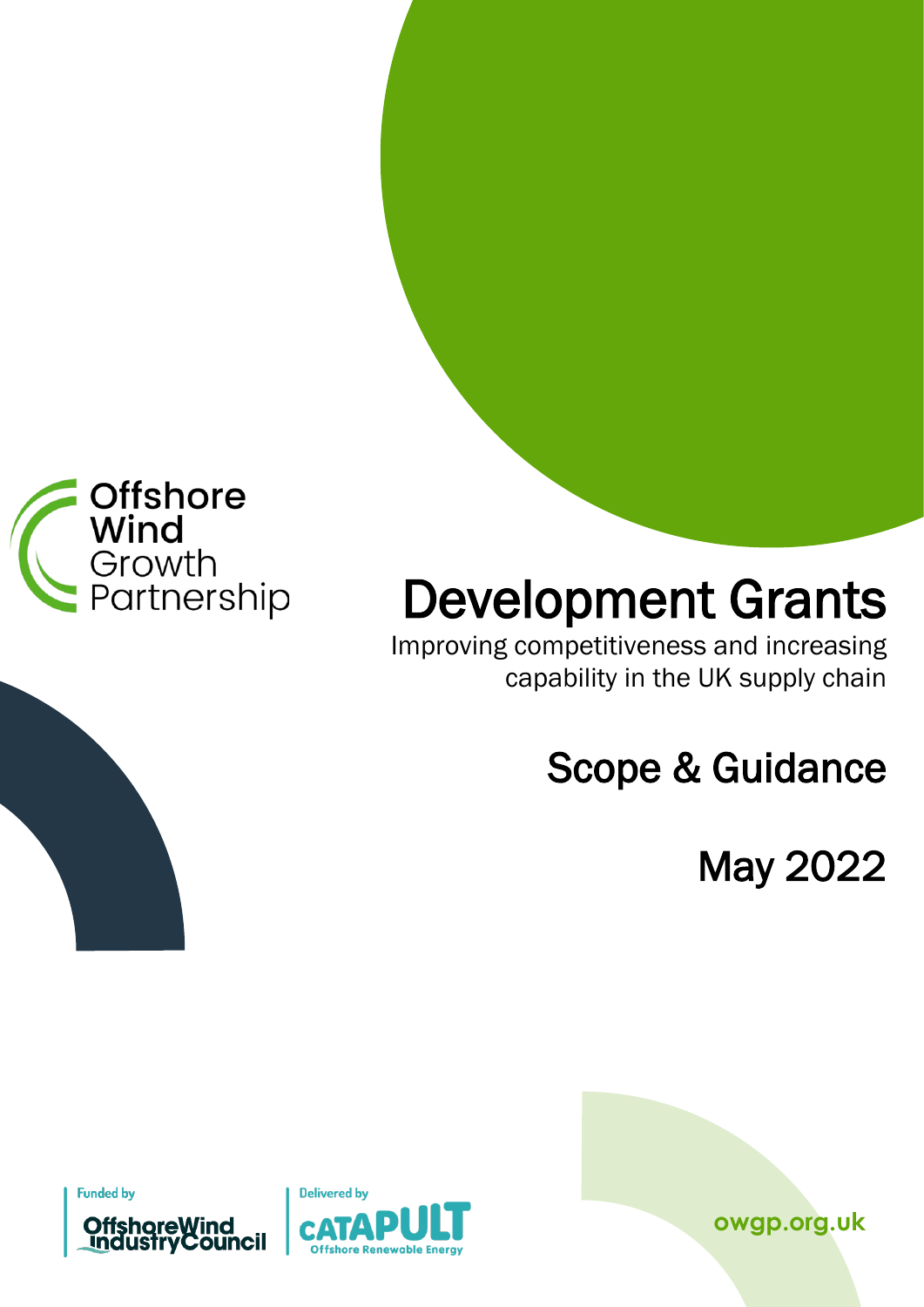Offshore Wind Growth Partnership

# Development Grants

Improving competitiveness and increasing capability in the UK supply chain

## Scope & Guidance

## May 2022

Funded by Offshore Wind Industry Council

Delivered by CATAPULT Offshore Renewable Energy

owgp.org.uk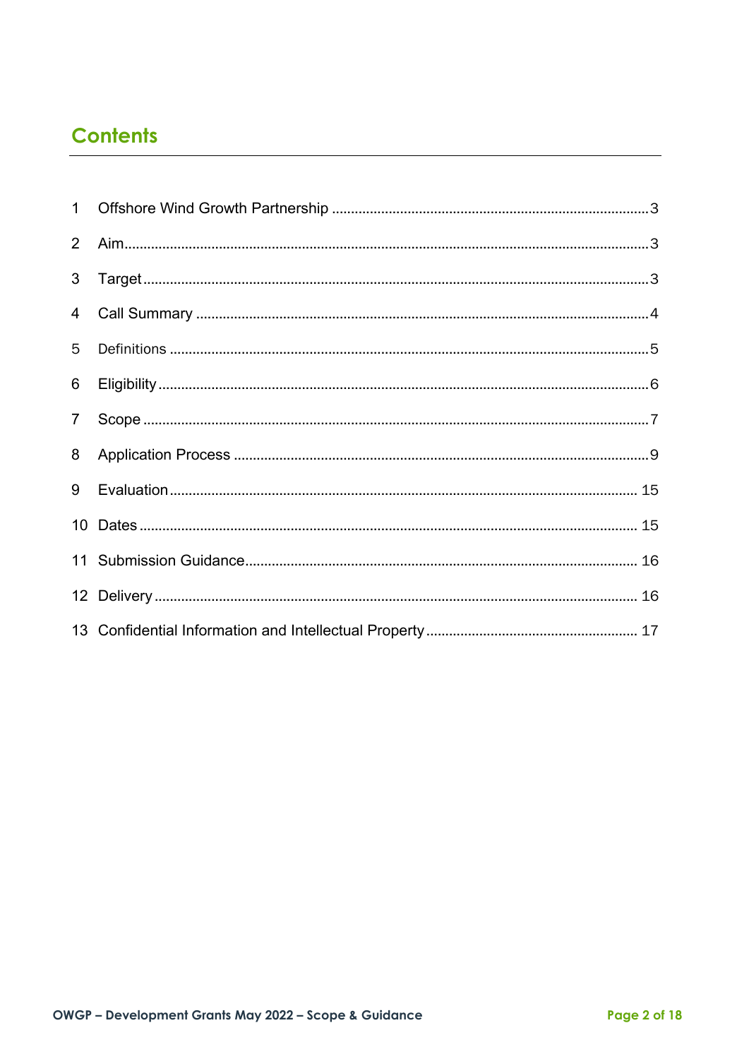# Contents

1 Offshore Wind Growth Partnership .......... 3

2 Aim .......... 3

3 Target .......... 3

4 Call Summary .......... 4

5 Definitions .......... 5

6 Eligibility .......... 6

7 Scope .......... 7

8 Application Process .......... 9

9 Evaluation .......... 15

10 Dates .......... 15

11 Submission Guidance .......... 16

12 Delivery .......... 16

13 Confidential Information and Intellectual Property .......... 17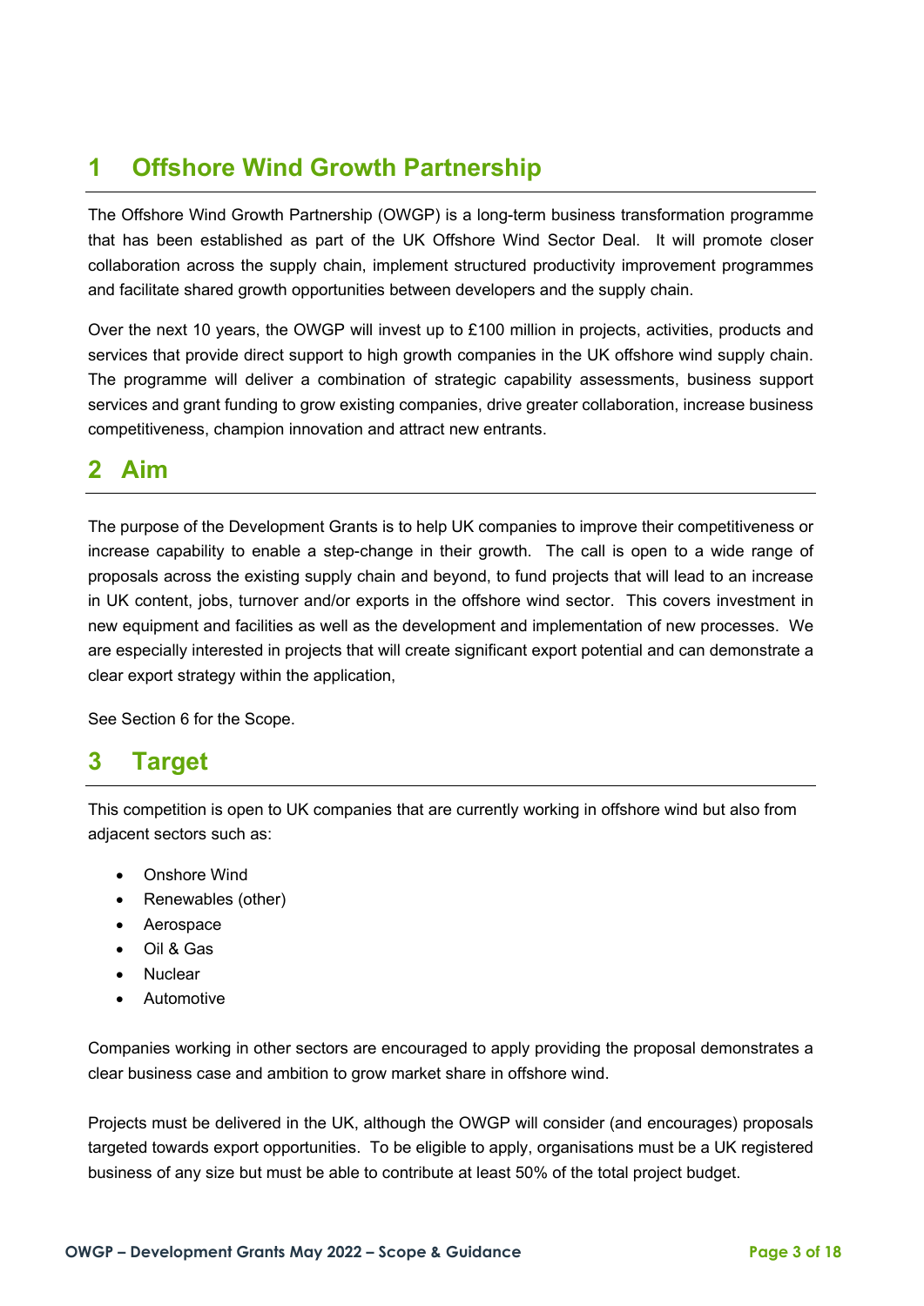# 1 Offshore Wind Growth Partnership

The Offshore Wind Growth Partnership (OWGP) is a long-term business transformation programme that has been established as part of the UK Offshore Wind Sector Deal. It will promote closer collaboration across the supply chain, implement structured productivity improvement programmes and facilitate shared growth opportunities between developers and the supply chain.

Over the next 10 years, the OWGP will invest up to £100 million in projects, activities, products and services that provide direct support to high growth companies in the UK offshore wind supply chain. The programme will deliver a combination of strategic capability assessments, business support services and grant funding to grow existing companies, drive greater collaboration, increase business competitiveness, champion innovation and attract new entrants.

# 2 Aim

The purpose of the Development Grants is to help UK companies to improve their competitiveness or increase capability to enable a step-change in their growth. The call is open to a wide range of proposals across the existing supply chain and beyond, to fund projects that will lead to an increase in UK content, jobs, turnover and/or exports in the offshore wind sector. This covers investment in new equipment and facilities as well as the development and implementation of new processes. We are especially interested in projects that will create significant export potential and can demonstrate a clear export strategy within the application,

See Section 6 for the Scope.

# 3 Target

This competition is open to UK companies that are currently working in offshore wind but also from adjacent sectors such as:

- Onshore Wind
- Renewables (other)
- Aerospace
- Oil & Gas
- Nuclear
- Automotive

Companies working in other sectors are encouraged to apply providing the proposal demonstrates a clear business case and ambition to grow market share in offshore wind.

Projects must be delivered in the UK, although the OWGP will consider (and encourages) proposals targeted towards export opportunities. To be eligible to apply, organisations must be a UK registered business of any size but must be able to contribute at least 50% of the total project budget.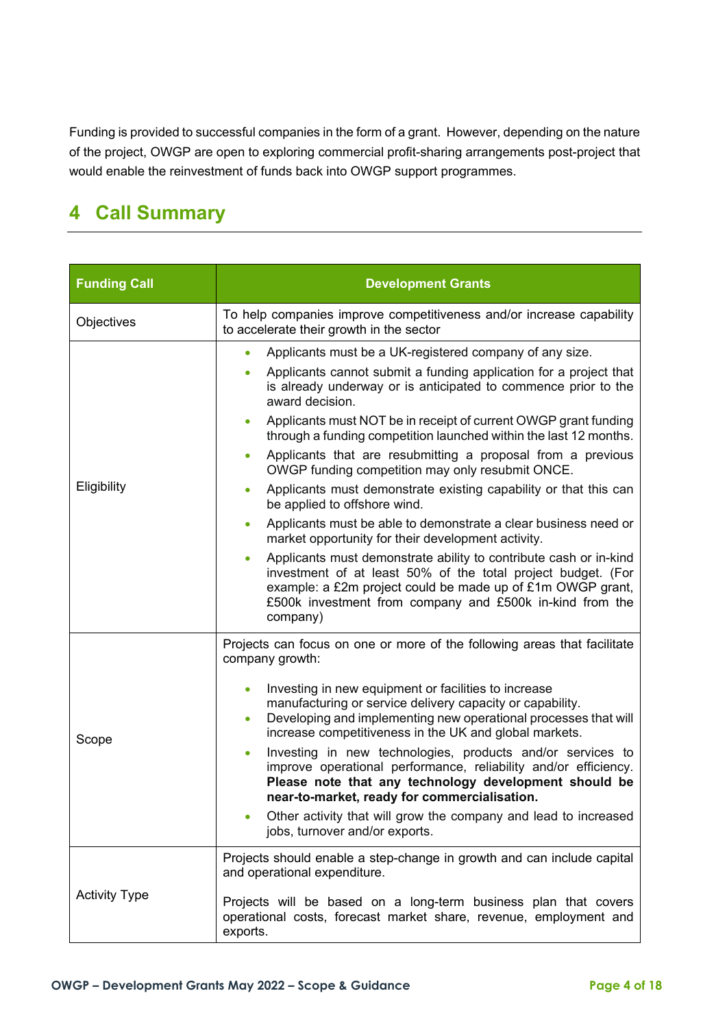Funding is provided to successful companies in the form of a grant. However, depending on the nature of the project, OWGP are open to exploring commercial profit-sharing arrangements post-project that would enable the reinvestment of funds back into OWGP support programmes.

# 4 Call Summary

| Funding Call | Development Grants |
|---|---|
| Objectives | To help companies improve competitiveness and/or increase capability to accelerate their growth in the sector |
| Eligibility | • Applicants must be a UK-registered company of any size.<br>• Applicants cannot submit a funding application for a project that is already underway or is anticipated to commence prior to the award decision.<br>• Applicants must NOT be in receipt of current OWGP grant funding through a funding competition launched within the last 12 months.<br>• Applicants that are resubmitting a proposal from a previous OWGP funding competition may only resubmit ONCE.<br>• Applicants must demonstrate existing capability or that this can be applied to offshore wind.<br>• Applicants must be able to demonstrate a clear business need or market opportunity for their development activity.<br>• Applicants must demonstrate ability to contribute cash or in-kind investment of at least 50% of the total project budget. (For example: a £2m project could be made up of £1m OWGP grant, £500k investment from company and £500k in-kind from the company) |
| Scope | Projects can focus on one or more of the following areas that facilitate company growth:<br>• Investing in new equipment or facilities to increase manufacturing or service delivery capacity or capability.<br>• Developing and implementing new operational processes that will increase competitiveness in the UK and global markets.<br>• Investing in new technologies, products and/or services to improve operational performance, reliability and/or efficiency. **Please note that any technology development should be near-to-market, ready for commercialisation.**<br>• Other activity that will grow the company and lead to increased jobs, turnover and/or exports. |
| Activity Type | Projects should enable a step-change in growth and can include capital and operational expenditure.<br><br>Projects will be based on a long-term business plan that covers operational costs, forecast market share, revenue, employment and exports. |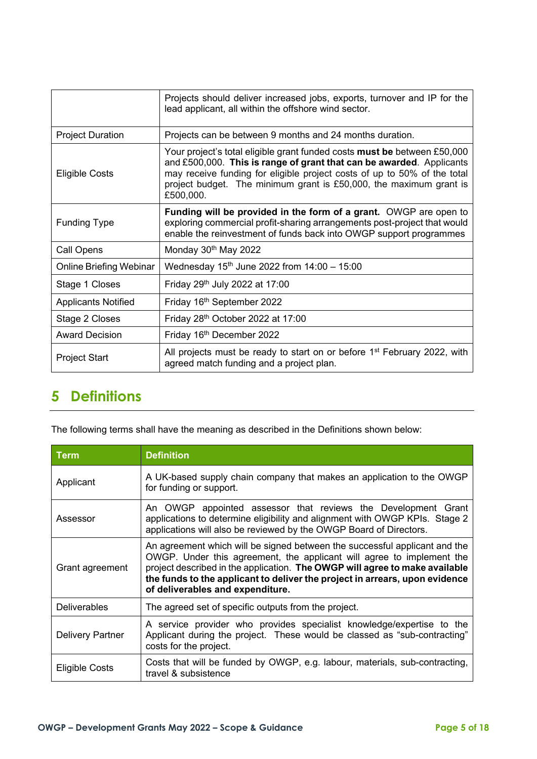| | |
|---|---|
| | Projects should deliver increased jobs, exports, turnover and IP for the lead applicant, all within the offshore wind sector. |
| Project Duration | Projects can be between 9 months and 24 months duration. |
| Eligible Costs | Your project's total eligible grant funded costs **must be** between £50,000 and £500,000. **This is range of grant that can be awarded**. Applicants may receive funding for eligible project costs of up to 50% of the total project budget. The minimum grant is £50,000, the maximum grant is £500,000. |
| Funding Type | **Funding will be provided in the form of a grant.** OWGP are open to exploring commercial profit-sharing arrangements post-project that would enable the reinvestment of funds back into OWGP support programmes |
| Call Opens | Monday 30th May 2022 |
| Online Briefing Webinar | Wednesday 15th June 2022 from 14:00 – 15:00 |
| Stage 1 Closes | Friday 29th July 2022 at 17:00 |
| Applicants Notified | Friday 16th September 2022 |
| Stage 2 Closes | Friday 28th October 2022 at 17:00 |
| Award Decision | Friday 16th December 2022 |
| Project Start | All projects must be ready to start on or before 1st February 2022, with agreed match funding and a project plan. |

# 5 Definitions

The following terms shall have the meaning as described in the Definitions shown below:

| Term | Definition |
|---|---|
| Applicant | A UK-based supply chain company that makes an application to the OWGP for funding or support. |
| Assessor | An OWGP appointed assessor that reviews the Development Grant applications to determine eligibility and alignment with OWGP KPIs. Stage 2 applications will also be reviewed by the OWGP Board of Directors. |
| Grant agreement | An agreement which will be signed between the successful applicant and the OWGP. Under this agreement, the applicant will agree to implement the project described in the application. **The OWGP will agree to make available the funds to the applicant to deliver the project in arrears, upon evidence of deliverables and expenditure.** |
| Deliverables | The agreed set of specific outputs from the project. |
| Delivery Partner | A service provider who provides specialist knowledge/expertise to the Applicant during the project. These would be classed as "sub-contracting" costs for the project. |
| Eligible Costs | Costs that will be funded by OWGP, e.g. labour, materials, sub-contracting, travel & subsistence |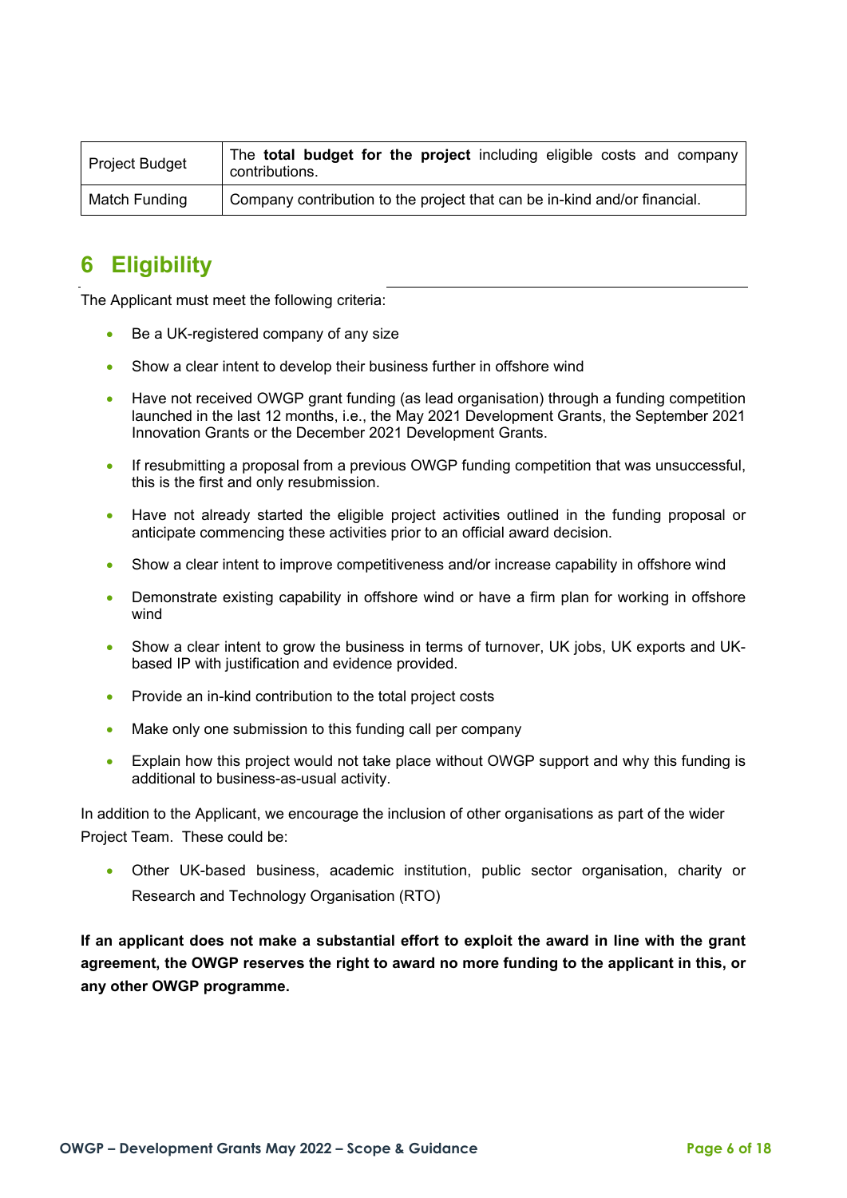| | |
|---|---|
| Project Budget | The **total budget for the project** including eligible costs and company contributions. |
| Match Funding | Company contribution to the project that can be in-kind and/or financial. |

# 6 Eligibility

The Applicant must meet the following criteria:

- Be a UK-registered company of any size
- Show a clear intent to develop their business further in offshore wind
- Have not received OWGP grant funding (as lead organisation) through a funding competition launched in the last 12 months, i.e., the May 2021 Development Grants, the September 2021 Innovation Grants or the December 2021 Development Grants.
- If resubmitting a proposal from a previous OWGP funding competition that was unsuccessful, this is the first and only resubmission.
- Have not already started the eligible project activities outlined in the funding proposal or anticipate commencing these activities prior to an official award decision.
- Show a clear intent to improve competitiveness and/or increase capability in offshore wind
- Demonstrate existing capability in offshore wind or have a firm plan for working in offshore wind
- Show a clear intent to grow the business in terms of turnover, UK jobs, UK exports and UK-based IP with justification and evidence provided.
- Provide an in-kind contribution to the total project costs
- Make only one submission to this funding call per company
- Explain how this project would not take place without OWGP support and why this funding is additional to business-as-usual activity.

In addition to the Applicant, we encourage the inclusion of other organisations as part of the wider Project Team. These could be:

- Other UK-based business, academic institution, public sector organisation, charity or Research and Technology Organisation (RTO)

**If an applicant does not make a substantial effort to exploit the award in line with the grant agreement, the OWGP reserves the right to award no more funding to the applicant in this, or any other OWGP programme.**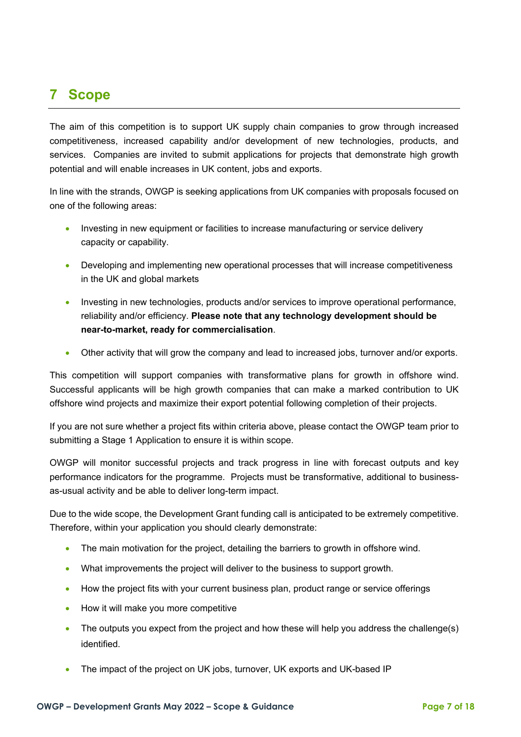# 7 Scope

The aim of this competition is to support UK supply chain companies to grow through increased competitiveness, increased capability and/or development of new technologies, products, and services. Companies are invited to submit applications for projects that demonstrate high growth potential and will enable increases in UK content, jobs and exports.

In line with the strands, OWGP is seeking applications from UK companies with proposals focused on one of the following areas:

- Investing in new equipment or facilities to increase manufacturing or service delivery capacity or capability.
- Developing and implementing new operational processes that will increase competitiveness in the UK and global markets
- Investing in new technologies, products and/or services to improve operational performance, reliability and/or efficiency. **Please note that any technology development should be near-to-market, ready for commercialisation**.
- Other activity that will grow the company and lead to increased jobs, turnover and/or exports.

This competition will support companies with transformative plans for growth in offshore wind. Successful applicants will be high growth companies that can make a marked contribution to UK offshore wind projects and maximize their export potential following completion of their projects.

If you are not sure whether a project fits within criteria above, please contact the OWGP team prior to submitting a Stage 1 Application to ensure it is within scope.

OWGP will monitor successful projects and track progress in line with forecast outputs and key performance indicators for the programme. Projects must be transformative, additional to business-as-usual activity and be able to deliver long-term impact.

Due to the wide scope, the Development Grant funding call is anticipated to be extremely competitive. Therefore, within your application you should clearly demonstrate:

- The main motivation for the project, detailing the barriers to growth in offshore wind.
- What improvements the project will deliver to the business to support growth.
- How the project fits with your current business plan, product range or service offerings
- How it will make you more competitive
- The outputs you expect from the project and how these will help you address the challenge(s) identified.
- The impact of the project on UK jobs, turnover, UK exports and UK-based IP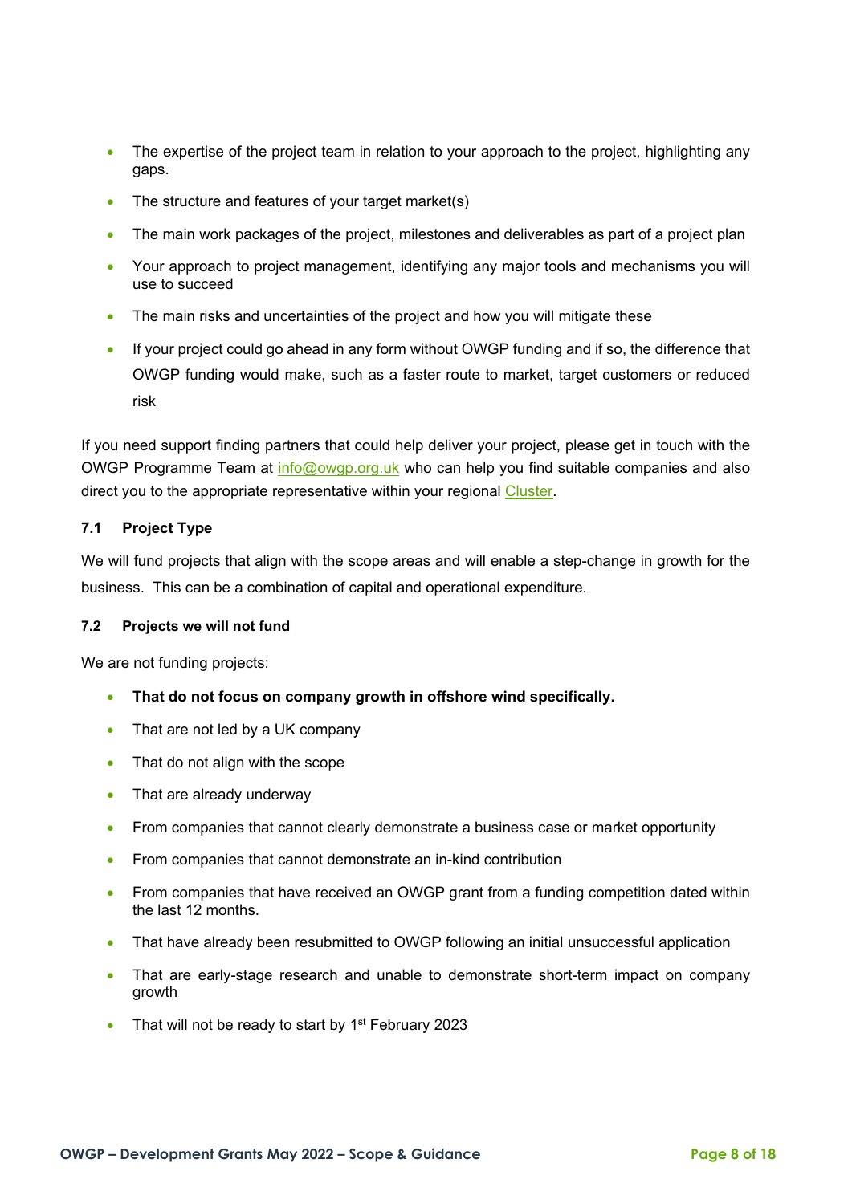- The expertise of the project team in relation to your approach to the project, highlighting any gaps.
- The structure and features of your target market(s)
- The main work packages of the project, milestones and deliverables as part of a project plan
- Your approach to project management, identifying any major tools and mechanisms you will use to succeed
- The main risks and uncertainties of the project and how you will mitigate these
- If your project could go ahead in any form without OWGP funding and if so, the difference that OWGP funding would make, such as a faster route to market, target customers or reduced risk

If you need support finding partners that could help deliver your project, please get in touch with the OWGP Programme Team at info@owgp.org.uk who can help you find suitable companies and also direct you to the appropriate representative within your regional Cluster.

### 7.1 Project Type

We will fund projects that align with the scope areas and will enable a step-change in growth for the business. This can be a combination of capital and operational expenditure.

### 7.2 Projects we will not fund

We are not funding projects:

- **That do not focus on company growth in offshore wind specifically.**
- That are not led by a UK company
- That do not align with the scope
- That are already underway
- From companies that cannot clearly demonstrate a business case or market opportunity
- From companies that cannot demonstrate an in-kind contribution
- From companies that have received an OWGP grant from a funding competition dated within the last 12 months.
- That have already been resubmitted to OWGP following an initial unsuccessful application
- That are early-stage research and unable to demonstrate short-term impact on company growth
- That will not be ready to start by 1st February 2023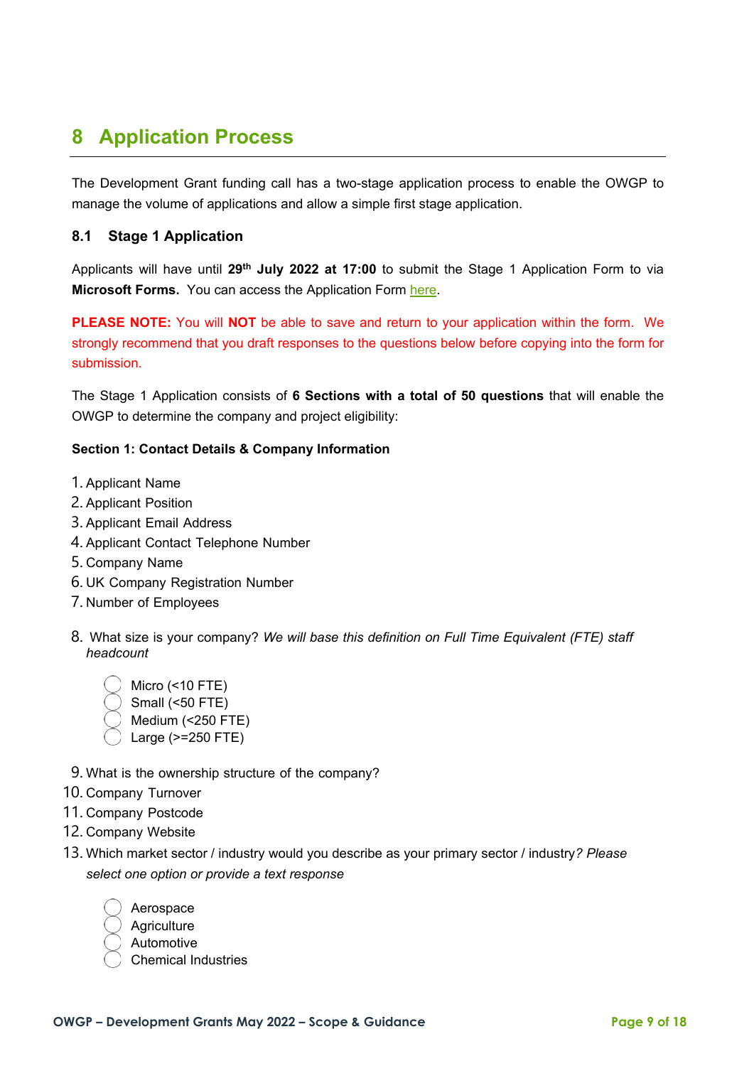# 8 Application Process

The Development Grant funding call has a two-stage application process to enable the OWGP to manage the volume of applications and allow a simple first stage application.

## 8.1 Stage 1 Application

Applicants will have until **29th July 2022 at 17:00** to submit the Stage 1 Application Form to via **Microsoft Forms.** You can access the Application Form here.

**PLEASE NOTE:** You will **NOT** be able to save and return to your application within the form. We strongly recommend that you draft responses to the questions below before copying into the form for submission.

The Stage 1 Application consists of **6 Sections with a total of 50 questions** that will enable the OWGP to determine the company and project eligibility:

**Section 1: Contact Details & Company Information**

1. Applicant Name
2. Applicant Position
3. Applicant Email Address
4. Applicant Contact Telephone Number
5. Company Name
6. UK Company Registration Number
7. Number of Employees
8. What size is your company? *We will base this definition on Full Time Equivalent (FTE) staff headcount*
   - Micro (<10 FTE)
   - Small (<50 FTE)
   - Medium (<250 FTE)
   - Large (>=250 FTE)
9. What is the ownership structure of the company?
10. Company Turnover
11. Company Postcode
12. Company Website
13. Which market sector / industry would you describe as your primary sector / industry*? Please select one option or provide a text response*
    - Aerospace
    - Agriculture
    - Automotive
    - Chemical Industries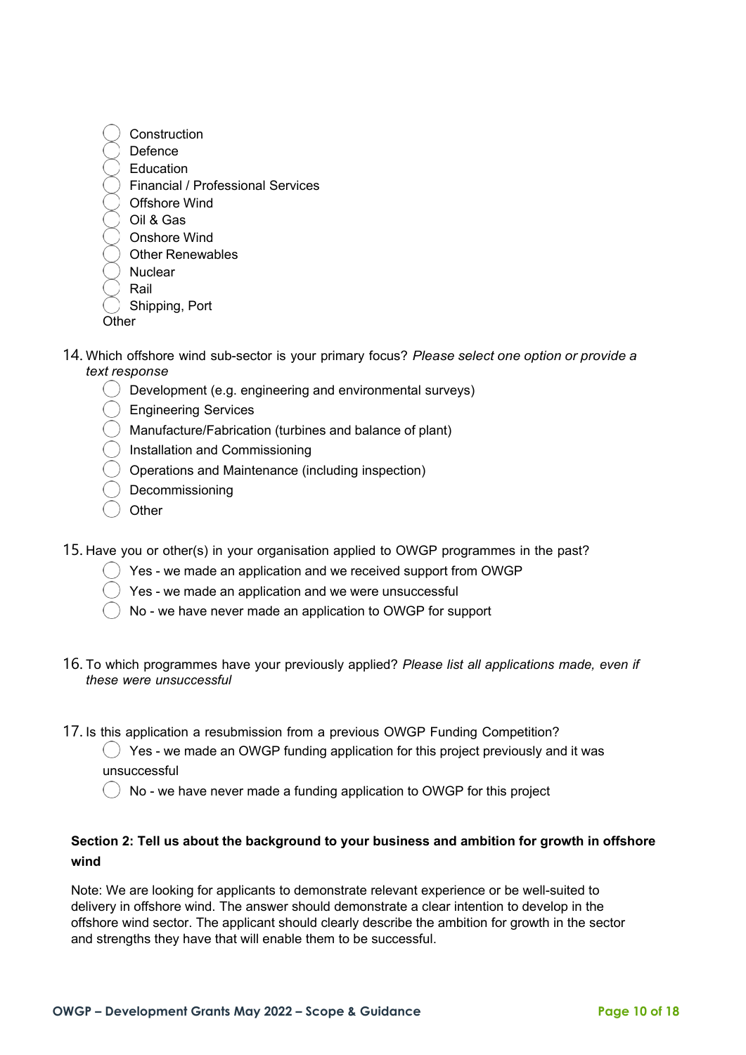- ◯ Construction
- ◯ Defence
- ◯ Education
- ◯ Financial / Professional Services
- ◯ Offshore Wind
- ◯ Oil & Gas
- ◯ Onshore Wind
- ◯ Other Renewables
- ◯ Nuclear
- ◯ Rail
- ◯ Shipping, Port

Other

14. Which offshore wind sub-sector is your primary focus? *Please select one option or provide a text response*
    - ◯ Development (e.g. engineering and environmental surveys)
    - ◯ Engineering Services
    - ◯ Manufacture/Fabrication (turbines and balance of plant)
    - ◯ Installation and Commissioning
    - ◯ Operations and Maintenance (including inspection)
    - ◯ Decommissioning
    - ◯ Other

15. Have you or other(s) in your organisation applied to OWGP programmes in the past?
    - ◯ Yes - we made an application and we received support from OWGP
    - ◯ Yes - we made an application and we were unsuccessful
    - ◯ No - we have never made an application to OWGP for support

16. To which programmes have your previously applied? *Please list all applications made, even if these were unsuccessful*

17. Is this application a resubmission from a previous OWGP Funding Competition?
    - ◯ Yes - we made an OWGP funding application for this project previously and it was unsuccessful
    - ◯ No - we have never made a funding application to OWGP for this project

**Section 2: Tell us about the background to your business and ambition for growth in offshore wind**

Note: We are looking for applicants to demonstrate relevant experience or be well-suited to delivery in offshore wind. The answer should demonstrate a clear intention to develop in the offshore wind sector. The applicant should clearly describe the ambition for growth in the sector and strengths they have that will enable them to be successful.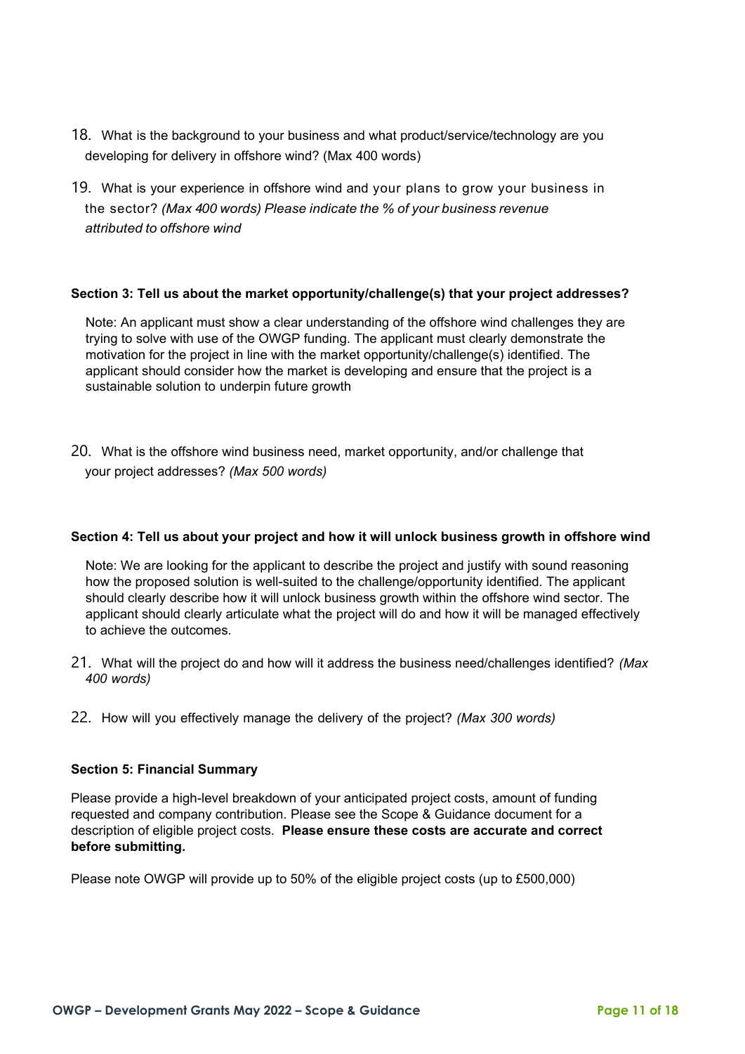18. What is the background to your business and what product/service/technology are you developing for delivery in offshore wind? (Max 400 words)

19. What is your experience in offshore wind and your plans to grow your business in the sector? *(Max 400 words) Please indicate the % of your business revenue attributed to offshore wind*

**Section 3: Tell us about the market opportunity/challenge(s) that your project addresses?**

Note: An applicant must show a clear understanding of the offshore wind challenges they are trying to solve with use of the OWGP funding. The applicant must clearly demonstrate the motivation for the project in line with the market opportunity/challenge(s) identified. The applicant should consider how the market is developing and ensure that the project is a sustainable solution to underpin future growth

20. What is the offshore wind business need, market opportunity, and/or challenge that your project addresses? *(Max 500 words)*

**Section 4: Tell us about your project and how it will unlock business growth in offshore wind**

Note: We are looking for the applicant to describe the project and justify with sound reasoning how the proposed solution is well-suited to the challenge/opportunity identified. The applicant should clearly describe how it will unlock business growth within the offshore wind sector. The applicant should clearly articulate what the project will do and how it will be managed effectively to achieve the outcomes.

21. What will the project do and how will it address the business need/challenges identified? *(Max 400 words)*

22. How will you effectively manage the delivery of the project? *(Max 300 words)*

**Section 5: Financial Summary**

Please provide a high-level breakdown of your anticipated project costs, amount of funding requested and company contribution. Please see the Scope & Guidance document for a description of eligible project costs. **Please ensure these costs are accurate and correct before submitting.**

Please note OWGP will provide up to 50% of the eligible project costs (up to £500,000)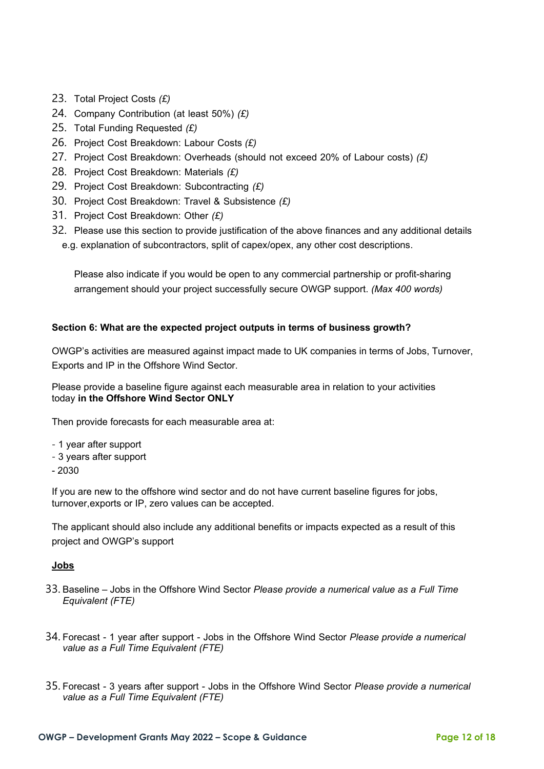23. Total Project Costs *(£)*
24. Company Contribution (at least 50%) *(£)*
25. Total Funding Requested *(£)*
26. Project Cost Breakdown: Labour Costs *(£)*
27. Project Cost Breakdown: Overheads (should not exceed 20% of Labour costs) *(£)*
28. Project Cost Breakdown: Materials *(£)*
29. Project Cost Breakdown: Subcontracting *(£)*
30. Project Cost Breakdown: Travel & Subsistence *(£)*
31. Project Cost Breakdown: Other *(£)*
32. Please use this section to provide justification of the above finances and any additional details e.g. explanation of subcontractors, split of capex/opex, any other cost descriptions.

    Please also indicate if you would be open to any commercial partnership or profit-sharing arrangement should your project successfully secure OWGP support. *(Max 400 words)*

**Section 6: What are the expected project outputs in terms of business growth?**

OWGP's activities are measured against impact made to UK companies in terms of Jobs, Turnover, Exports and IP in the Offshore Wind Sector.

Please provide a baseline figure against each measurable area in relation to your activities today **in the Offshore Wind Sector ONLY**

Then provide forecasts for each measurable area at:

- 1 year after support
- 3 years after support
- 2030

If you are new to the offshore wind sector and do not have current baseline figures for jobs, turnover,exports or IP, zero values can be accepted.

The applicant should also include any additional benefits or impacts expected as a result of this project and OWGP's support

**<u>Jobs</u>**

33. Baseline – Jobs in the Offshore Wind Sector *Please provide a numerical value as a Full Time Equivalent (FTE)*

34. Forecast - 1 year after support - Jobs in the Offshore Wind Sector *Please provide a numerical value as a Full Time Equivalent (FTE)*

35. Forecast - 3 years after support - Jobs in the Offshore Wind Sector *Please provide a numerical value as a Full Time Equivalent (FTE)*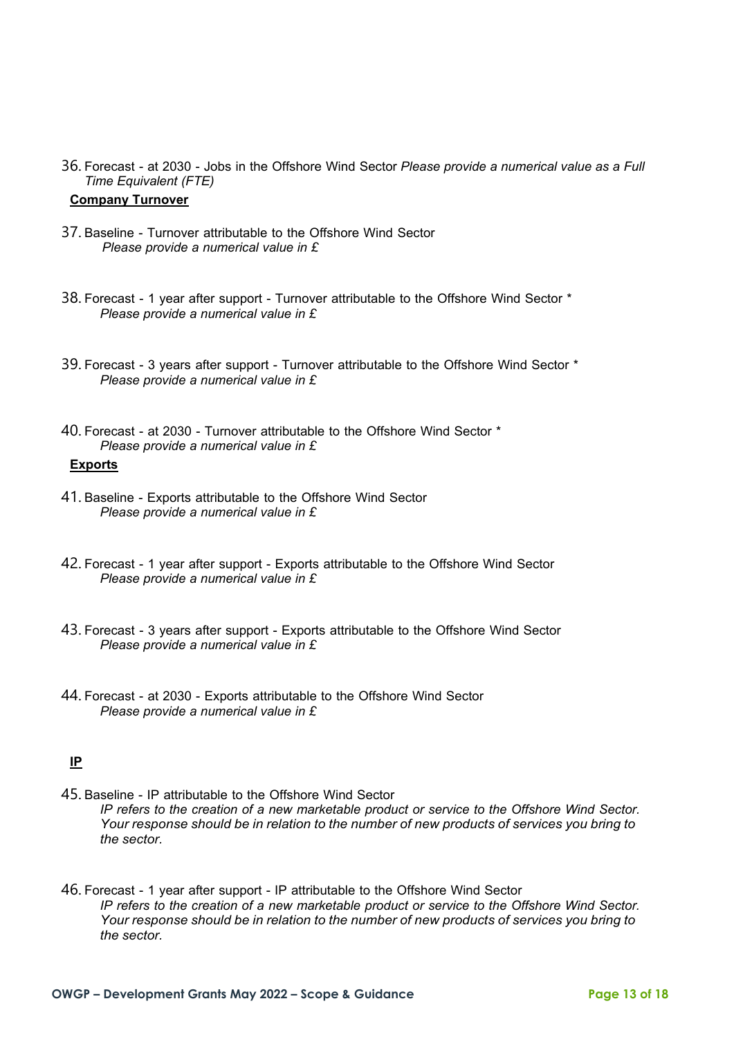36. Forecast - at 2030 - Jobs in the Offshore Wind Sector *Please provide a numerical value as a Full Time Equivalent (FTE)*

**Company Turnover**

37. Baseline - Turnover attributable to the Offshore Wind Sector
    *Please provide a numerical value in £*

38. Forecast - 1 year after support - Turnover attributable to the Offshore Wind Sector *
    *Please provide a numerical value in £*

39. Forecast - 3 years after support - Turnover attributable to the Offshore Wind Sector *
    *Please provide a numerical value in £*

40. Forecast - at 2030 - Turnover attributable to the Offshore Wind Sector *
    *Please provide a numerical value in £*

**Exports**

41. Baseline - Exports attributable to the Offshore Wind Sector
    *Please provide a numerical value in £*

42. Forecast - 1 year after support - Exports attributable to the Offshore Wind Sector
    *Please provide a numerical value in £*

43. Forecast - 3 years after support - Exports attributable to the Offshore Wind Sector
    *Please provide a numerical value in £*

44. Forecast - at 2030 - Exports attributable to the Offshore Wind Sector
    *Please provide a numerical value in £*

**IP**

45. Baseline - IP attributable to the Offshore Wind Sector
    *IP refers to the creation of a new marketable product or service to the Offshore Wind Sector. Your response should be in relation to the number of new products of services you bring to the sector.*

46. Forecast - 1 year after support - IP attributable to the Offshore Wind Sector
    *IP refers to the creation of a new marketable product or service to the Offshore Wind Sector. Your response should be in relation to the number of new products of services you bring to the sector.*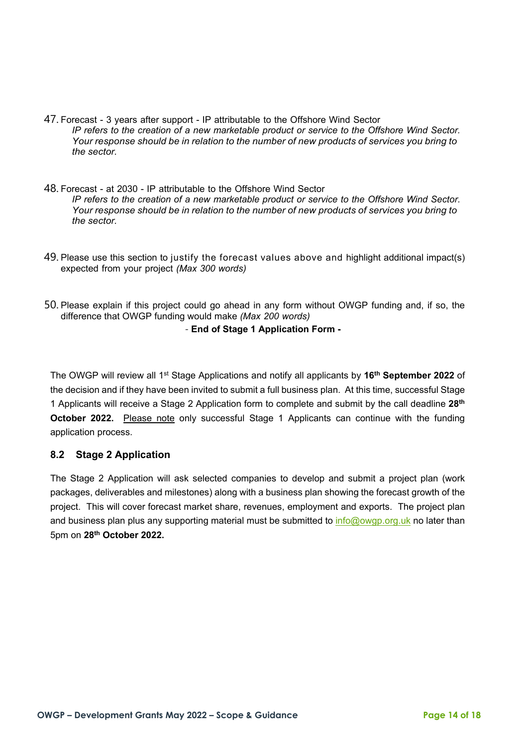47. Forecast - 3 years after support - IP attributable to the Offshore Wind Sector
    *IP refers to the creation of a new marketable product or service to the Offshore Wind Sector. Your response should be in relation to the number of new products of services you bring to the sector.*

48. Forecast - at 2030 - IP attributable to the Offshore Wind Sector
    *IP refers to the creation of a new marketable product or service to the Offshore Wind Sector. Your response should be in relation to the number of new products of services you bring to the sector.*

49. Please use this section to justify the forecast values above and highlight additional impact(s) expected from your project *(Max 300 words)*

50. Please explain if this project could go ahead in any form without OWGP funding and, if so, the difference that OWGP funding would make *(Max 200 words)*

- **End of Stage 1 Application Form -**

The OWGP will review all 1st Stage Applications and notify all applicants by **16th September 2022** of the decision and if they have been invited to submit a full business plan. At this time, successful Stage 1 Applicants will receive a Stage 2 Application form to complete and submit by the call deadline **28th October 2022.** Please note only successful Stage 1 Applicants can continue with the funding application process.

### 8.2 Stage 2 Application

The Stage 2 Application will ask selected companies to develop and submit a project plan (work packages, deliverables and milestones) along with a business plan showing the forecast growth of the project. This will cover forecast market share, revenues, employment and exports. The project plan and business plan plus any supporting material must be submitted to info@owgp.org.uk no later than 5pm on **28th October 2022.**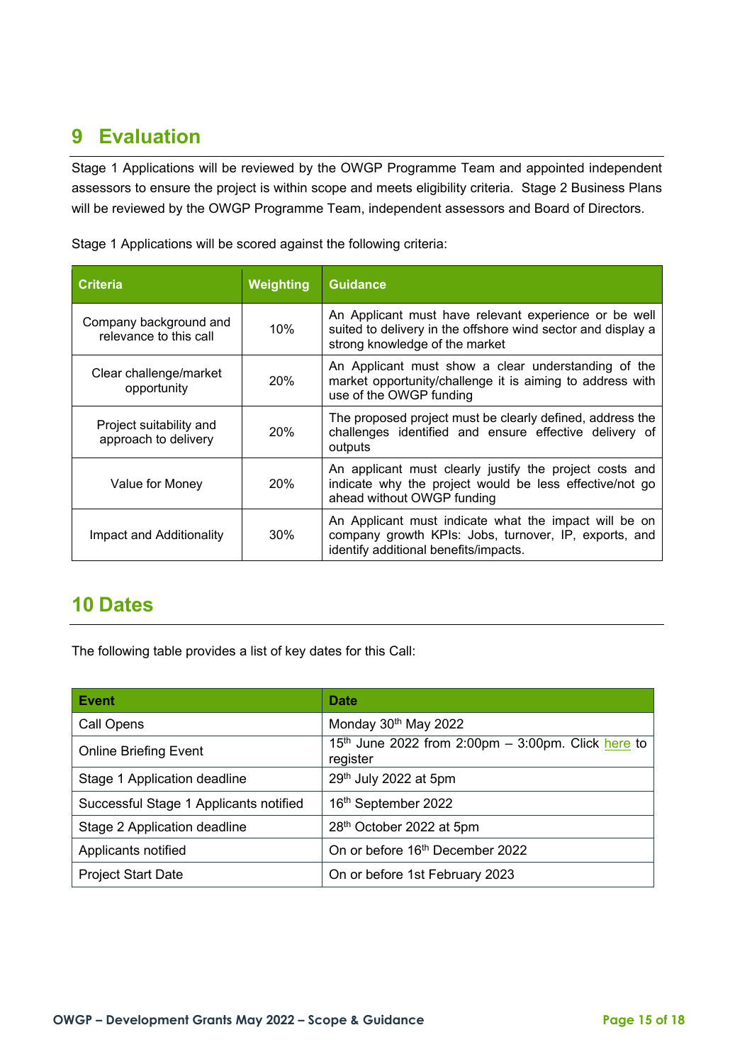# 9 Evaluation

Stage 1 Applications will be reviewed by the OWGP Programme Team and appointed independent assessors to ensure the project is within scope and meets eligibility criteria. Stage 2 Business Plans will be reviewed by the OWGP Programme Team, independent assessors and Board of Directors.

Stage 1 Applications will be scored against the following criteria:

| Criteria | Weighting | Guidance |
|---|---|---|
| Company background and relevance to this call | 10% | An Applicant must have relevant experience or be well suited to delivery in the offshore wind sector and display a strong knowledge of the market |
| Clear challenge/market opportunity | 20% | An Applicant must show a clear understanding of the market opportunity/challenge it is aiming to address with use of the OWGP funding |
| Project suitability and approach to delivery | 20% | The proposed project must be clearly defined, address the challenges identified and ensure effective delivery of outputs |
| Value for Money | 20% | An applicant must clearly justify the project costs and indicate why the project would be less effective/not go ahead without OWGP funding |
| Impact and Additionality | 30% | An Applicant must indicate what the impact will be on company growth KPIs: Jobs, turnover, IP, exports, and identify additional benefits/impacts. |

# 10 Dates

The following table provides a list of key dates for this Call:

| Event | Date |
|---|---|
| Call Opens | Monday 30th May 2022 |
| Online Briefing Event | 15th June 2022 from 2:00pm – 3:00pm. Click here to register |
| Stage 1 Application deadline | 29th July 2022 at 5pm |
| Successful Stage 1 Applicants notified | 16th September 2022 |
| Stage 2 Application deadline | 28th October 2022 at 5pm |
| Applicants notified | On or before 16th December 2022 |
| Project Start Date | On or before 1st February 2023 |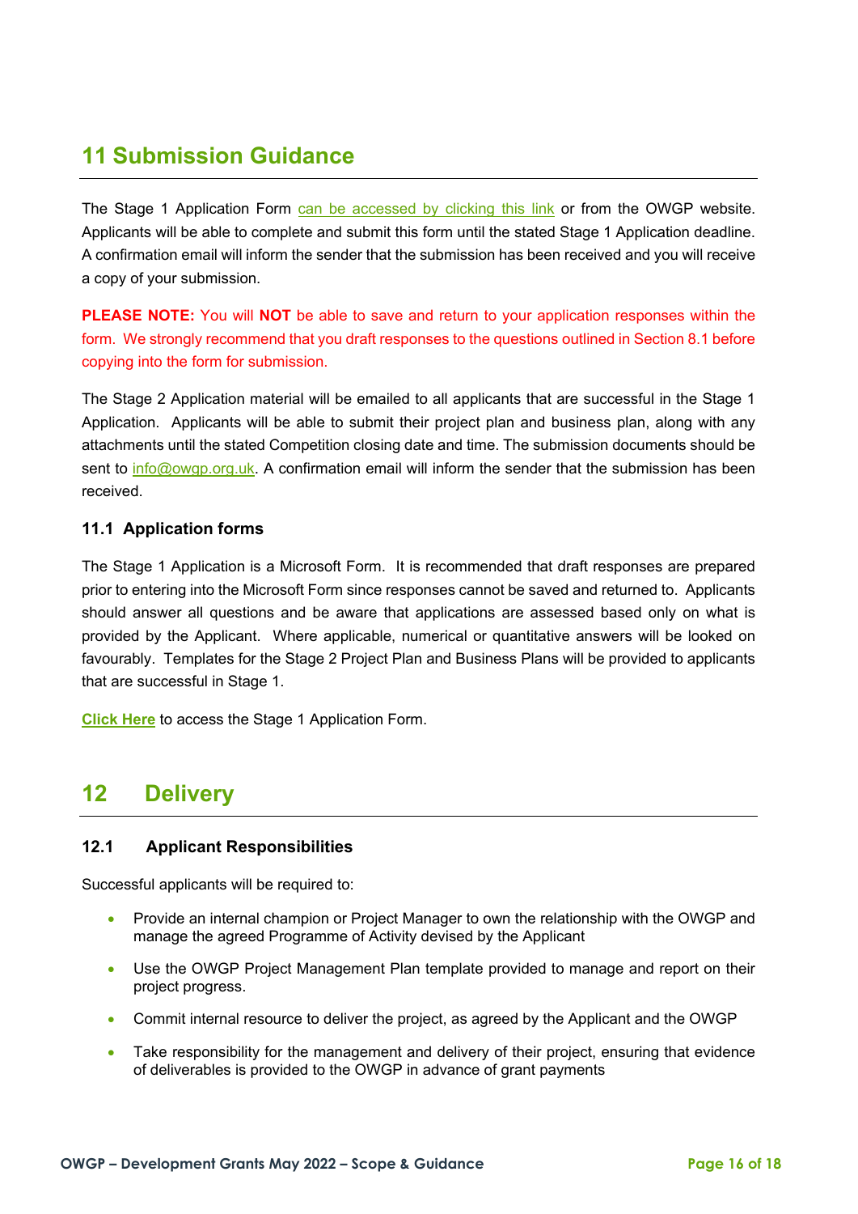# 11 Submission Guidance

The Stage 1 Application Form can be accessed by clicking this link or from the OWGP website. Applicants will be able to complete and submit this form until the stated Stage 1 Application deadline. A confirmation email will inform the sender that the submission has been received and you will receive a copy of your submission.

**PLEASE NOTE:** You will **NOT** be able to save and return to your application responses within the form. We strongly recommend that you draft responses to the questions outlined in Section 8.1 before copying into the form for submission.

The Stage 2 Application material will be emailed to all applicants that are successful in the Stage 1 Application. Applicants will be able to submit their project plan and business plan, along with any attachments until the stated Competition closing date and time. The submission documents should be sent to info@owgp.org.uk. A confirmation email will inform the sender that the submission has been received.

### 11.1 Application forms

The Stage 1 Application is a Microsoft Form. It is recommended that draft responses are prepared prior to entering into the Microsoft Form since responses cannot be saved and returned to. Applicants should answer all questions and be aware that applications are assessed based only on what is provided by the Applicant. Where applicable, numerical or quantitative answers will be looked on favourably. Templates for the Stage 2 Project Plan and Business Plans will be provided to applicants that are successful in Stage 1.

**Click Here** to access the Stage 1 Application Form.

# 12 Delivery

### 12.1 Applicant Responsibilities

Successful applicants will be required to:

- Provide an internal champion or Project Manager to own the relationship with the OWGP and manage the agreed Programme of Activity devised by the Applicant
- Use the OWGP Project Management Plan template provided to manage and report on their project progress.
- Commit internal resource to deliver the project, as agreed by the Applicant and the OWGP
- Take responsibility for the management and delivery of their project, ensuring that evidence of deliverables is provided to the OWGP in advance of grant payments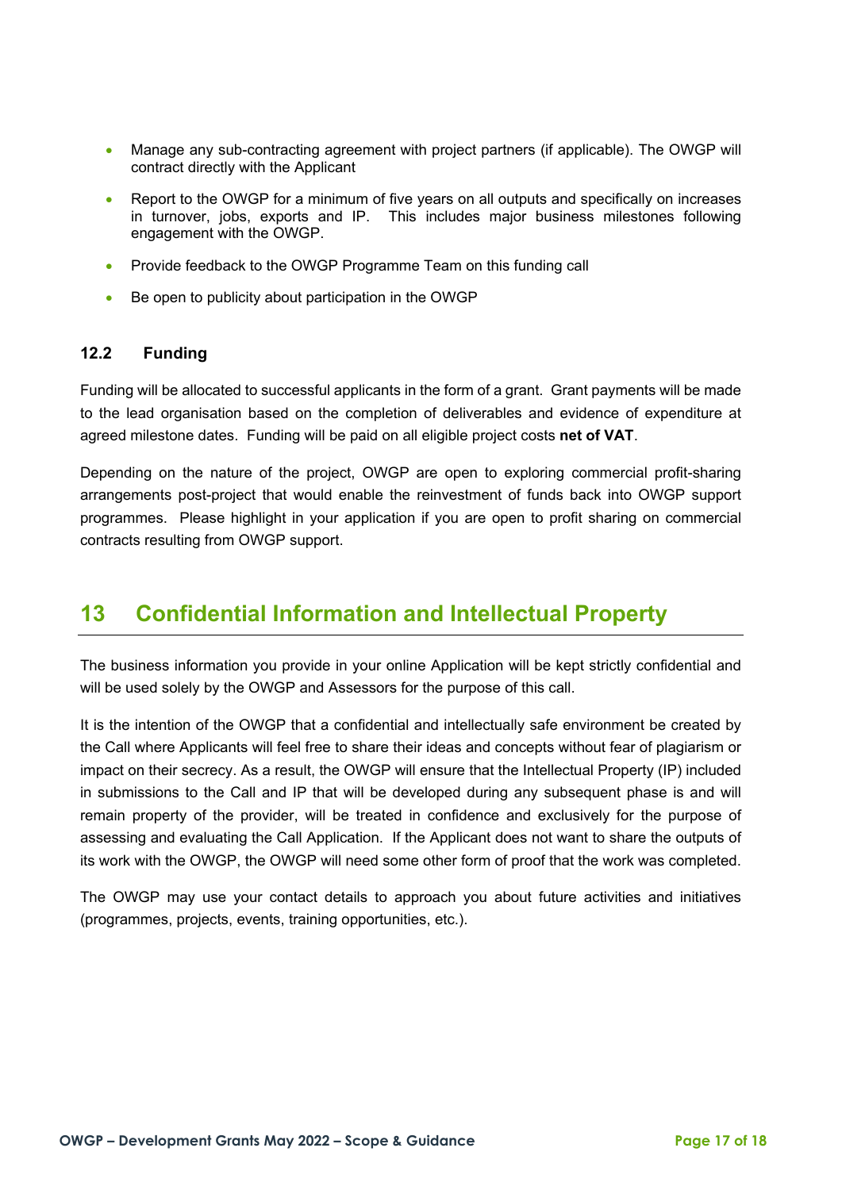- Manage any sub-contracting agreement with project partners (if applicable). The OWGP will contract directly with the Applicant
- Report to the OWGP for a minimum of five years on all outputs and specifically on increases in turnover, jobs, exports and IP. This includes major business milestones following engagement with the OWGP.
- Provide feedback to the OWGP Programme Team on this funding call
- Be open to publicity about participation in the OWGP

### 12.2 Funding

Funding will be allocated to successful applicants in the form of a grant. Grant payments will be made to the lead organisation based on the completion of deliverables and evidence of expenditure at agreed milestone dates. Funding will be paid on all eligible project costs **net of VAT**.

Depending on the nature of the project, OWGP are open to exploring commercial profit-sharing arrangements post-project that would enable the reinvestment of funds back into OWGP support programmes. Please highlight in your application if you are open to profit sharing on commercial contracts resulting from OWGP support.

## 13 Confidential Information and Intellectual Property

The business information you provide in your online Application will be kept strictly confidential and will be used solely by the OWGP and Assessors for the purpose of this call.

It is the intention of the OWGP that a confidential and intellectually safe environment be created by the Call where Applicants will feel free to share their ideas and concepts without fear of plagiarism or impact on their secrecy. As a result, the OWGP will ensure that the Intellectual Property (IP) included in submissions to the Call and IP that will be developed during any subsequent phase is and will remain property of the provider, will be treated in confidence and exclusively for the purpose of assessing and evaluating the Call Application. If the Applicant does not want to share the outputs of its work with the OWGP, the OWGP will need some other form of proof that the work was completed.

The OWGP may use your contact details to approach you about future activities and initiatives (programmes, projects, events, training opportunities, etc.).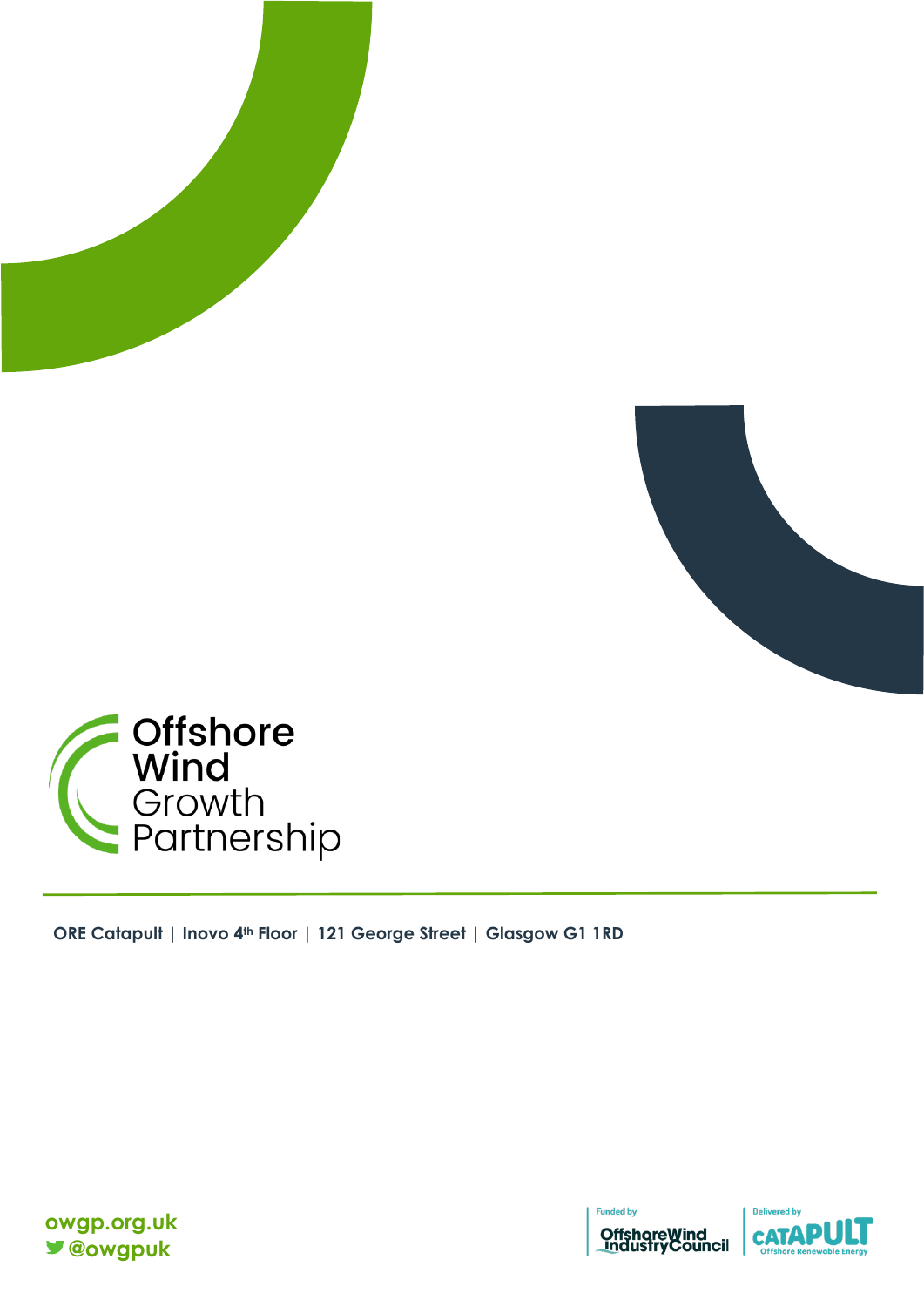Offshore Wind Growth Partnership

ORE Catapult | Inovo 4th Floor | 121 George Street | Glasgow G1 1RD

owgp.org.uk
@owgpuk

Funded by OffshoreWind IndustryCouncil

Delivered by CATAPULT Offshore Renewable Energy